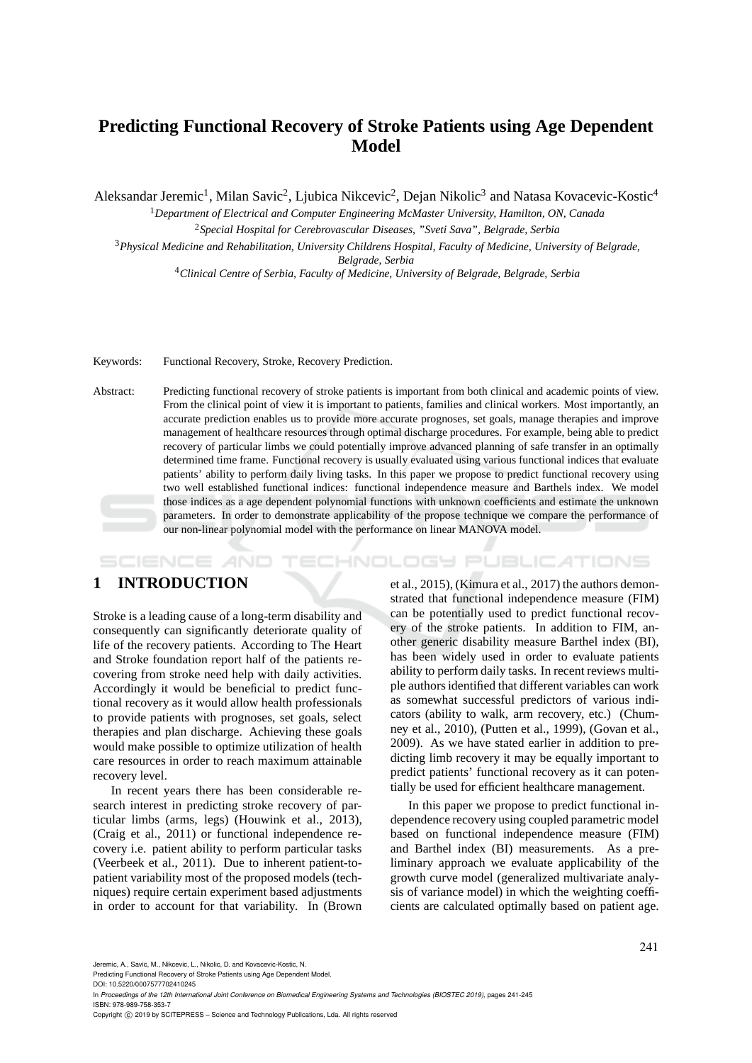# Predicting Functional Recovery of Stroke Patients using Age Dependent Model

Aleksandar Jeremic[1], Milan Savic[2], Ljubica Nikcevic[2], Dejan Nikolic[3] and Natasa Kovacevic-Kostic[4]

[1]*Department of Electrical and Computer Engineering McMaster University, Hamilton, ON, Canada*

[2]*Special Hospital for Cerebrovascular Diseases, "Sveti Sava", Belgrade, Serbia*

[3]*Physical Medicine and Rehabilitation, University Childrens Hospital, Faculty of Medicine, University of Belgrade, Belgrade, Serbia*

[4]*Clinical Centre of Serbia, Faculty of Medicine, University of Belgrade, Belgrade, Serbia*

Keywords: Functional Recovery, Stroke, Recovery Prediction.

Abstract: Predicting functional recovery of stroke patients is important from both clinical and academic points of view. From the clinical point of view it is important to patients, families and clinical workers. Most importantly, an accurate prediction enables us to provide more accurate prognoses, set goals, manage therapies and improve management of healthcare resources through optimal discharge procedures. For example, being able to predict recovery of particular limbs we could potentially improve advanced planning of safe transfer in an optimally determined time frame. Functional recovery is usually evaluated using various functional indices that evaluate patients' ability to perform daily living tasks. In this paper we propose to predict functional recovery using two well established functional indices: functional independence measure and Barthels index. We model those indices as a age dependent polynomial functions with unknown coefficients and estimate the unknown parameters. In order to demonstrate applicability of the propose technique we compare the performance of our non-linear polynomial model with the performance on linear MANOVA model.

## 1 INTRODUCTION

Stroke is a leading cause of a long-term disability and consequently can significantly deteriorate quality of life of the recovery patients. According to The Heart and Stroke foundation report half of the patients recovering from stroke need help with daily activities. Accordingly it would be beneficial to predict functional recovery as it would allow health professionals to provide patients with prognoses, set goals, select therapies and plan discharge. Achieving these goals would make possible to optimize utilization of health care resources in order to reach maximum attainable recovery level.

In recent years there has been considerable research interest in predicting stroke recovery of particular limbs (arms, legs) (Houwink et al., 2013), (Craig et al., 2011) or functional independence recovery i.e. patient ability to perform particular tasks (Veerbeek et al., 2011). Due to inherent patient-to-patient variability most of the proposed models (techniques) require certain experiment based adjustments in order to account for that variability. In (Brown et al., 2015), (Kimura et al., 2017) the authors demonstrated that functional independence measure (FIM) can be potentially used to predict functional recovery of the stroke patients. In addition to FIM, another generic disability measure Barthel index (BI), has been widely used in order to evaluate patients ability to perform daily tasks. In recent reviews multiple authors identified that different variables can work as somewhat successful predictors of various indicators (ability to walk, arm recovery, etc.) (Chumney et al., 2010), (Putten et al., 1999), (Govan et al., 2009). As we have stated earlier in addition to predicting limb recovery it may be equally important to predict patients' functional recovery as it can potentially be used for efficient healthcare management.

In this paper we propose to predict functional independence recovery using coupled parametric model based on functional independence measure (FIM) and Barthel index (BI) measurements. As a preliminary approach we evaluate applicability of the growth curve model (generalized multivariate analysis of variance model) in which the weighting coefficients are calculated optimally based on patient age.

Jeremic, A., Savic, M., Nikcevic, L., Nikolic, D. and Kovacevic-Kostic, N.
Predicting Functional Recovery of Stroke Patients using Age Dependent Model.
DOI: 10.5220/0007577702410245
In *Proceedings of the 12th International Joint Conference on Biomedical Engineering Systems and Technologies (BIOSTEC 2019)*, pages 241-245
ISBN: 978-989-758-353-7
Copyright © 2019 by SCITEPRESS – Science and Technology Publications, Lda. All rights reserved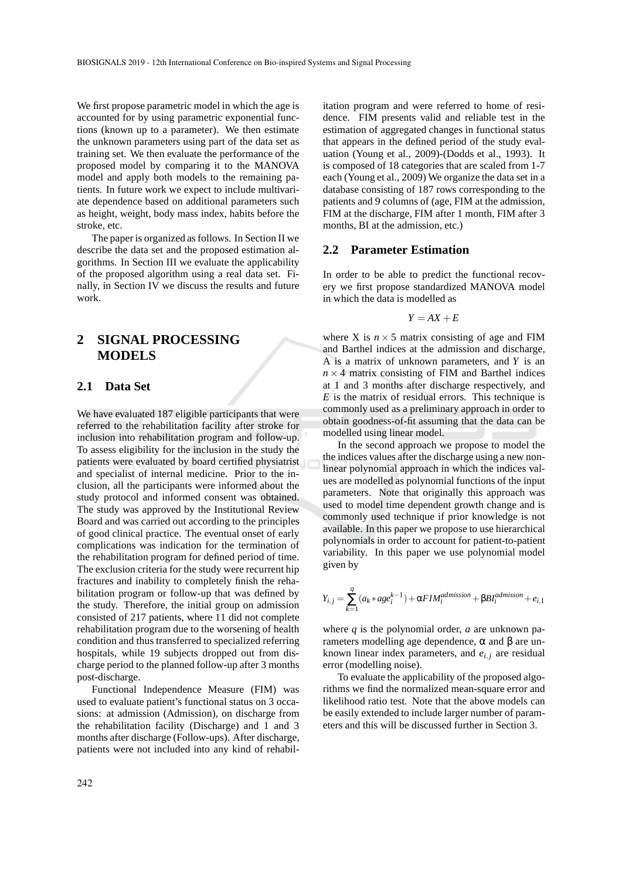We first propose parametric model in which the age is accounted for by using parametric exponential functions (known up to a parameter). We then estimate the unknown parameters using part of the data set as training set. We then evaluate the performance of the proposed model by comparing it to the MANOVA model and apply both models to the remaining patients. In future work we expect to include multivariate dependence based on additional parameters such as height, weight, body mass index, habits before the stroke, etc.

The paper is organized as follows. In Section II we describe the data set and the proposed estimation algorithms. In Section III we evaluate the applicability of the proposed algorithm using a real data set. Finally, in Section IV we discuss the results and future work.

## 2 SIGNAL PROCESSING MODELS

### 2.1 Data Set

We have evaluated 187 eligible participants that were referred to the rehabilitation facility after stroke for inclusion into rehabilitation program and follow-up. To assess eligibility for the inclusion in the study the patients were evaluated by board certified physiatrist and specialist of internal medicine. Prior to the inclusion, all the participants were informed about the study protocol and informed consent was obtained. The study was approved by the Institutional Review Board and was carried out according to the principles of good clinical practice. The eventual onset of early complications was indication for the termination of the rehabilitation program for defined period of time. The exclusion criteria for the study were recurrent hip fractures and inability to completely finish the rehabilitation program or follow-up that was defined by the study. Therefore, the initial group on admission consisted of 217 patients, where 11 did not complete rehabilitation program due to the worsening of health condition and thus transferred to specialized referring hospitals, while 19 subjects dropped out from discharge period to the planned follow-up after 3 months post-discharge.

Functional Independence Measure (FIM) was used to evaluate patient's functional status on 3 occasions: at admission (Admission), on discharge from the rehabilitation facility (Discharge) and 1 and 3 months after discharge (Follow-ups). After discharge, patients were not included into any kind of rehabilitation program and were referred to home of residence. FIM presents valid and reliable test in the estimation of aggregated changes in functional status that appears in the defined period of the study evaluation (Young et al., 2009)-(Dodds et al., 1993). It is composed of 18 categories that are scaled from 1-7 each (Young et al., 2009) We organize the data set in a database consisting of 187 rows corresponding to the patients and 9 columns of (age, FIM at the admission, FIM at the discharge, FIM after 1 month, FIM after 3 months, BI at the admission, etc.)

### 2.2 Parameter Estimation

In order to be able to predict the functional recovery we first propose standardized MANOVA model in which the data is modelled as

$$Y = AX + E$$

where X is $n \times 5$ matrix consisting of age and FIM and Barthel indices at the admission and discharge, A is a matrix of unknown parameters, and $Y$ is an $n \times 4$ matrix consisting of FIM and Barthel indices at 1 and 3 months after discharge respectively, and $E$ is the matrix of residual errors. This technique is commonly used as a preliminary approach in order to obtain goodness-of-fit assuming that the data can be modelled using linear model.

In the second approach we propose to model the the indices values after the discharge using a new nonlinear polynomial approach in which the indices values are modelled as polynomial functions of the input parameters. Note that originally this approach was used to model time dependent growth change and is commonly used technique if prior knowledge is not available. In this paper we propose to use hierarchical polynomials in order to account for patient-to-patient variability. In this paper we use polynomial model given by

$$Y_{i,j} = \sum_{k=1}^{q} (a_k * age_i^{k-1}) + \alpha FIM_i^{admission} + \beta BI_i^{admisson} + e_{i,1}$$

where $q$ is the polynomial order, $a$ are unknown parameters modelling age dependence, $\alpha$ and $\beta$ are unknown linear index parameters, and $e_{i,j}$ are residual error (modelling noise).

To evaluate the applicability of the proposed algorithms we find the normalized mean-square error and likelihood ratio test. Note that the above models can be easily extended to include larger number of parameters and this will be discussed further in Section 3.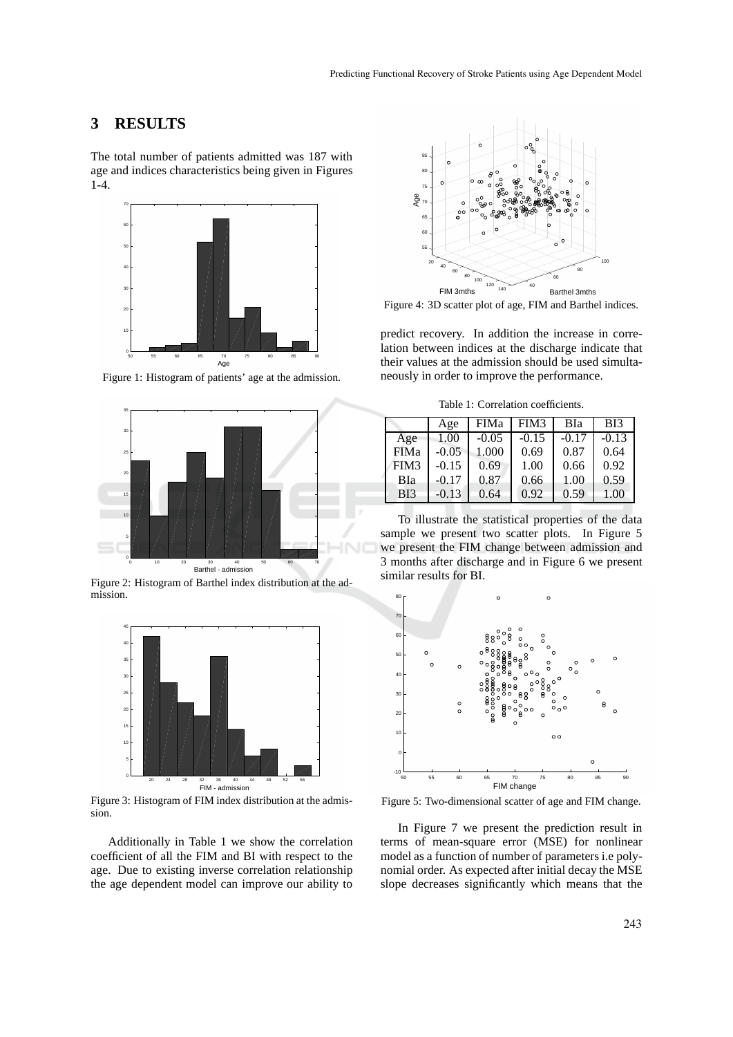## 3 RESULTS

The total number of patients admitted was 187 with age and indices characteristics being given in Figures 1-4.

Figure 1: Histogram of patients' age at the admission.

Figure 2: Histogram of Barthel index distribution at the admission.

Figure 3: Histogram of FIM index distribution at the admission.

Additionally in Table 1 we show the correlation coefficient of all the FIM and BI with respect to the age. Due to existing inverse correlation relationship the age dependent model can improve our ability to predict recovery. In addition the increase in correlation between indices at the discharge indicate that their values at the admission should be used simultaneously in order to improve the performance.

Figure 4: 3D scatter plot of age, FIM and Barthel indices.

Table 1: Correlation coefficients.

| | Age | FIMa | FIM3 | BIa | BI3 |
|---|---|---|---|---|---|
| Age | 1.00 | -0.05 | -0.15 | -0.17 | -0.13 |
| FIMa | -0.05 | 1.000 | 0.69 | 0.87 | 0.64 |
| FIM3 | -0.15 | 0.69 | 1.00 | 0.66 | 0.92 |
| BIa | -0.17 | 0.87 | 0.66 | 1.00 | 0.59 |
| BI3 | -0.13 | 0.64 | 0.92 | 0.59 | 1.00 |

To illustrate the statistical properties of the data sample we present two scatter plots. In Figure 5 we present the FIM change between admission and 3 months after discharge and in Figure 6 we present similar results for BI.

Figure 5: Two-dimensional scatter of age and FIM change.

In Figure 7 we present the prediction result in terms of mean-square error (MSE) for nonlinear model as a function of number of parameters i.e polynomial order. As expected after initial decay the MSE slope decreases significantly which means that the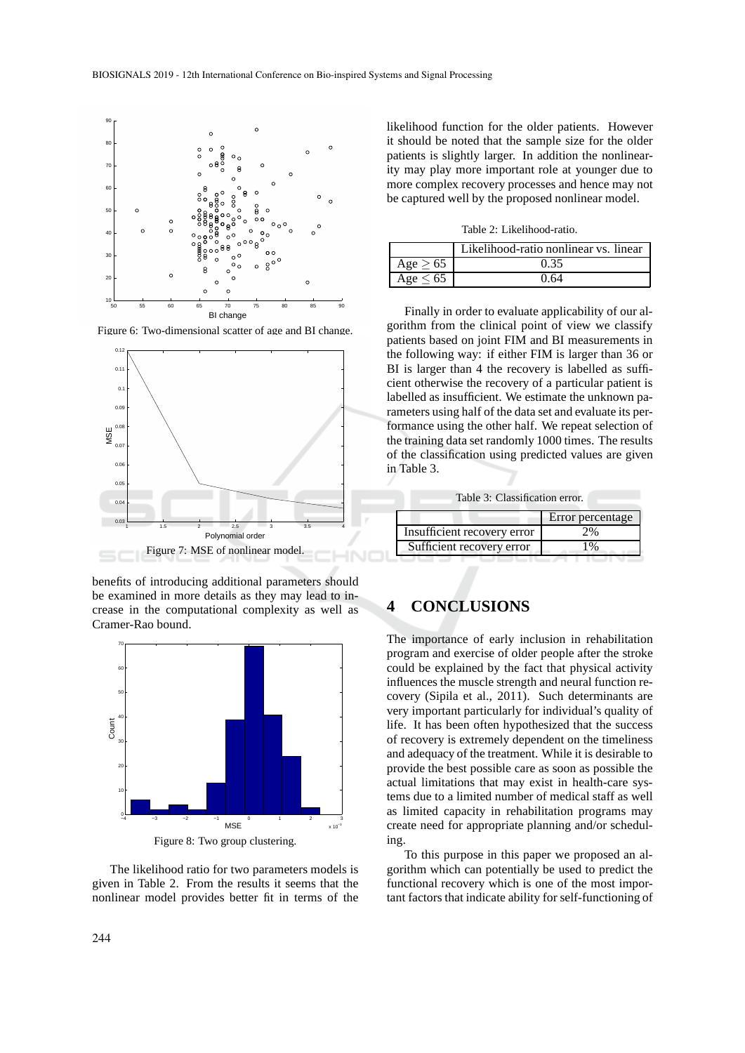Figure 6: Two-dimensional scatter of age and BI change.

Figure 7: MSE of nonlinear model.

benefits of introducing additional parameters should be examined in more details as they may lead to increase in the computational complexity as well as Cramer-Rao bound.

Figure 8: Two group clustering.

The likelihood ratio for two parameters models is given in Table 2. From the results it seems that the nonlinear model provides better fit in terms of the likelihood function for the older patients. However it should be noted that the sample size for the older patients is slightly larger. In addition the nonlinearity may play more important role at younger due to more complex recovery processes and hence may not be captured well by the proposed nonlinear model.

Table 2: Likelihood-ratio.

| | Likelihood-ratio nonlinear vs. linear |
|---|---|
| Age $\geq 65$ | 0.35 |
| Age $\leq 65$ | 0.64 |

Finally in order to evaluate applicability of our algorithm from the clinical point of view we classify patients based on joint FIM and BI measurements in the following way: if either FIM is larger than 36 or BI is larger than 4 the recovery is labelled as sufficient otherwise the recovery of a particular patient is labelled as insufficient. We estimate the unknown parameters using half of the data set and evaluate its performance using the other half. We repeat selection of the training data set randomly 1000 times. The results of the classification using predicted values are given in Table 3.

Table 3: Classification error.

| | Error percentage |
|---|---|
| Insufficient recovery error | 2% |
| Sufficient recovery error | 1% |

## 4 CONCLUSIONS

The importance of early inclusion in rehabilitation program and exercise of older people after the stroke could be explained by the fact that physical activity influences the muscle strength and neural function recovery (Sipila et al., 2011). Such determinants are very important particularly for individual's quality of life. It has been often hypothesized that the success of recovery is extremely dependent on the timeliness and adequacy of the treatment. While it is desirable to provide the best possible care as soon as possible the actual limitations that may exist in health-care systems due to a limited number of medical staff as well as limited capacity in rehabilitation programs may create need for appropriate planning and/or scheduling.

To this purpose in this paper we proposed an algorithm which can potentially be used to predict the functional recovery which is one of the most important factors that indicate ability for self-functioning of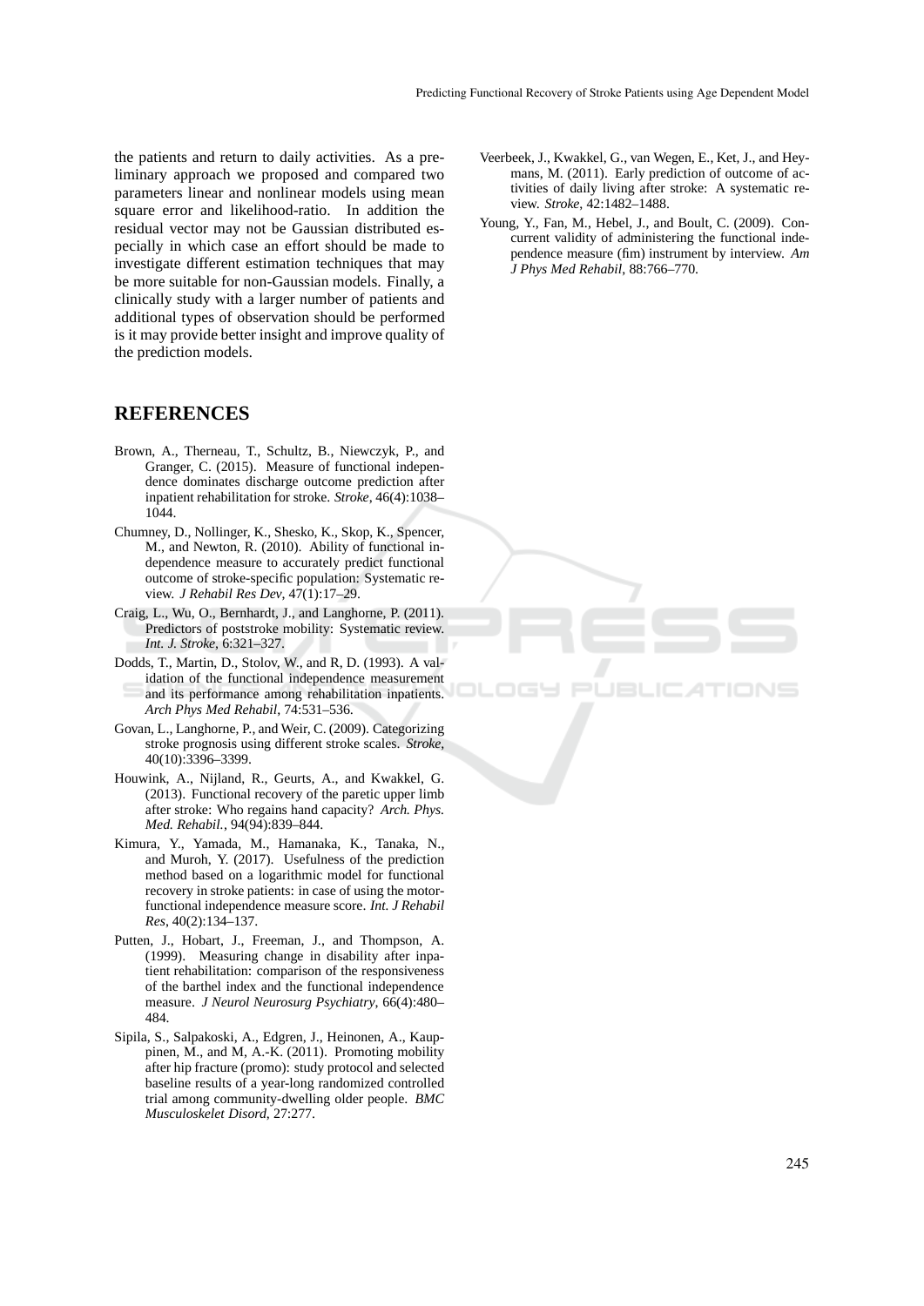the patients and return to daily activities. As a preliminary approach we proposed and compared two parameters linear and nonlinear models using mean square error and likelihood-ratio. In addition the residual vector may not be Gaussian distributed especially in which case an effort should be made to investigate different estimation techniques that may be more suitable for non-Gaussian models. Finally, a clinically study with a larger number of patients and additional types of observation should be performed is it may provide better insight and improve quality of the prediction models.

## REFERENCES

Brown, A., Therneau, T., Schultz, B., Niewczyk, P., and Granger, C. (2015). Measure of functional independence dominates discharge outcome prediction after inpatient rehabilitation for stroke. *Stroke*, 46(4):1038–1044.

Chumney, D., Nollinger, K., Shesko, K., Skop, K., Spencer, M., and Newton, R. (2010). Ability of functional independence measure to accurately predict functional outcome of stroke-specific population: Systematic review. *J Rehabil Res Dev*, 47(1):17–29.

Craig, L., Wu, O., Bernhardt, J., and Langhorne, P. (2011). Predictors of poststroke mobility: Systematic review. *Int. J. Stroke*, 6:321–327.

Dodds, T., Martin, D., Stolov, W., and R, D. (1993). A validation of the functional independence measurement and its performance among rehabilitation inpatients. *Arch Phys Med Rehabil*, 74:531–536.

Govan, L., Langhorne, P., and Weir, C. (2009). Categorizing stroke prognosis using different stroke scales. *Stroke*, 40(10):3396–3399.

Houwink, A., Nijland, R., Geurts, A., and Kwakkel, G. (2013). Functional recovery of the paretic upper limb after stroke: Who regains hand capacity? *Arch. Phys. Med. Rehabil.*, 94(94):839–844.

Kimura, Y., Yamada, M., Hamanaka, K., Tanaka, N., and Muroh, Y. (2017). Usefulness of the prediction method based on a logarithmic model for functional recovery in stroke patients: in case of using the motor-functional independence measure score. *Int. J Rehabil Res*, 40(2):134–137.

Putten, J., Hobart, J., Freeman, J., and Thompson, A. (1999). Measuring change in disability after inpatient rehabilitation: comparison of the responsiveness of the barthel index and the functional independence measure. *J Neurol Neurosurg Psychiatry*, 66(4):480–484.

Sipila, S., Salpakoski, A., Edgren, J., Heinonen, A., Kauppinen, M., and M, A.-K. (2011). Promoting mobility after hip fracture (promo): study protocol and selected baseline results of a year-long randomized controlled trial among community-dwelling older people. *BMC Musculoskelet Disord*, 27:277.

Veerbeek, J., Kwakkel, G., van Wegen, E., Ket, J., and Heymans, M. (2011). Early prediction of outcome of activities of daily living after stroke: A systematic review. *Stroke*, 42:1482–1488.

Young, Y., Fan, M., Hebel, J., and Boult, C. (2009). Concurrent validity of administering the functional independence measure (fim) instrument by interview. *Am J Phys Med Rehabil*, 88:766–770.